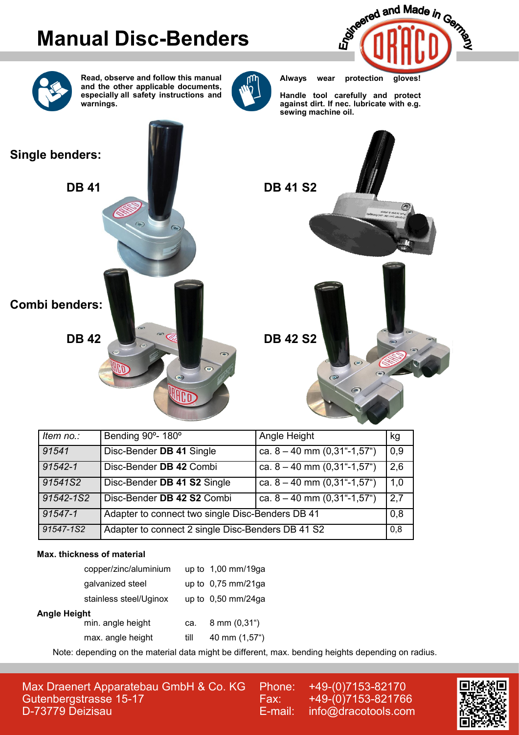# Manual Disc-Benders

Engineered and Made in Germany

**Read, observe and follow this manual and the other applicable documents, especially all safety instructions and warnings.**

**Always wear protection gloves!**

**Handle tool carefully and protect against dirt. If nec. lubricate with e.g. sewing machine oil.**

## Single benders:

**DB 41**

**DB 41 S2**

## Combi benders:

**DB 42**

**DB 42 S2**

| *Item no.:* | Bending 90º- 180º | Angle Height | kg |
|---|---|---|---|
| *91541* | Disc-Bender **DB 41** Single | ca. 8 – 40 mm (0,31"-1,57") | 0,9 |
| *91542-1* | Disc-Bender **DB 42** Combi | ca. 8 – 40 mm (0,31"-1,57") | 2,6 |
| *91541S2* | Disc-Bender **DB 41 S2** Single | ca. 8 – 40 mm (0,31"-1,57") | 1,0 |
| *91542-1S2* | Disc-Bender **DB 42 S2** Combi | ca. 8 – 40 mm (0,31"-1,57") | 2,7 |
| *91547-1* | Adapter to connect two single Disc-Benders DB 41 | | 0,8 |
| *91547-1S2* | Adapter to connect 2 single Disc-Benders DB 41 S2 | | 0,8 |

**Max. thickness of material**

| | | |
|---|---|---|
| copper/zinc/aluminium | up to | 1,00 mm/19ga |
| galvanized steel | up to | 0,75 mm/21ga |
| stainless steel/Uginox | up to | 0,50 mm/24ga |

**Angle Height**

| | | |
|---|---|---|
| min. angle height | ca. | 8 mm (0,31") |
| max. angle height | till | 40 mm (1,57") |

Note: depending on the material data might be different, max. bending heights depending on radius.

Max Draenert Apparatebau GmbH & Co. KG
Gutenbergstrasse 15-17
D-73779 Deizisau

Phone: +49-(0)7153-82170
Fax: +49-(0)7153-821766
E-mail: info@dracotools.com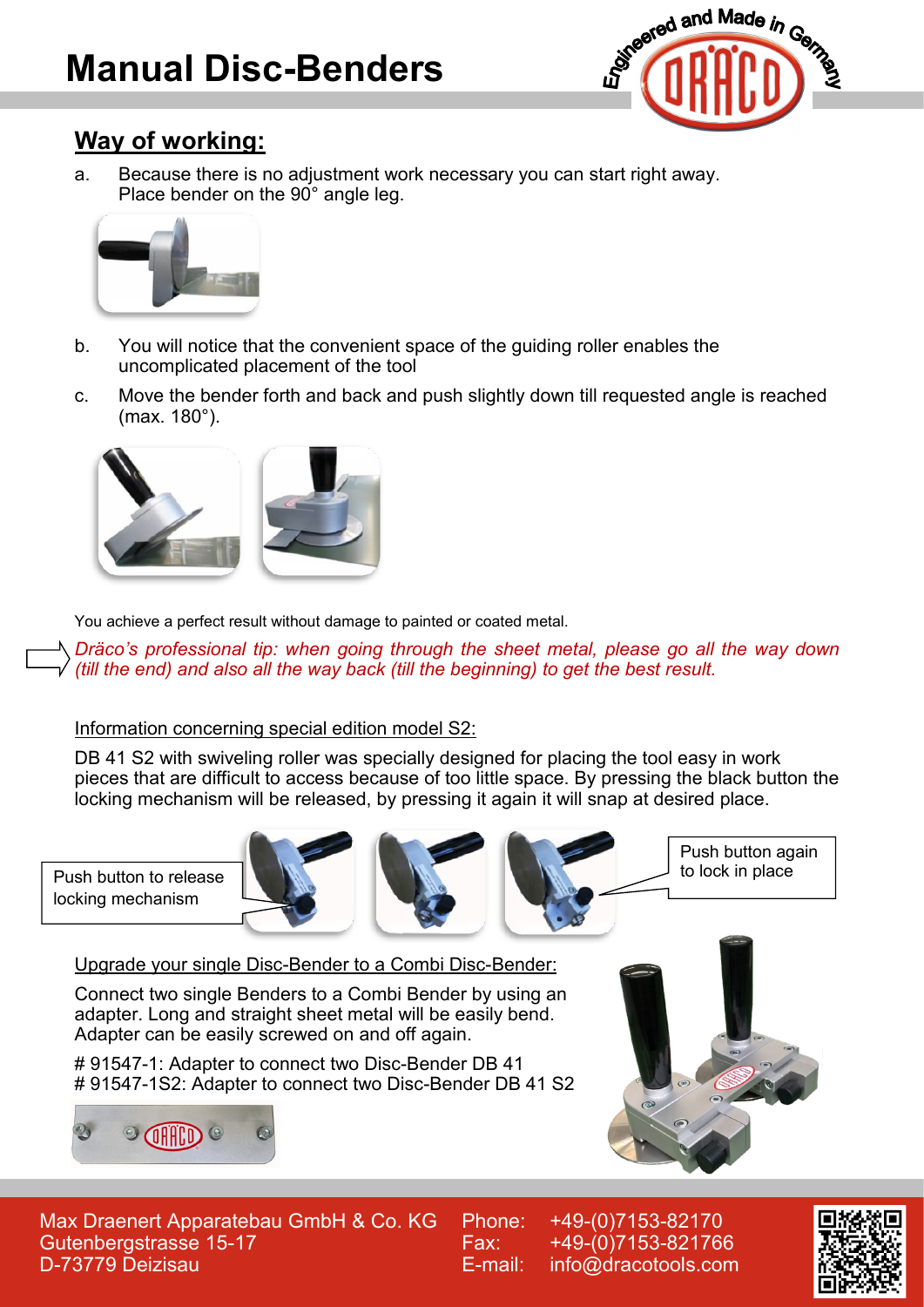# Manual Disc-Benders

## Way of working:

a. Because there is no adjustment work necessary you can start right away. Place bender on the 90° angle leg.

b. You will notice that the convenient space of the guiding roller enables the uncomplicated placement of the tool

c. Move the bender forth and back and push slightly down till requested angle is reached (max. 180°).

You achieve a perfect result without damage to painted or coated metal.

*Dräco's professional tip: when going through the sheet metal, please go all the way down (till the end) and also all the way back (till the beginning) to get the best result.*

Information concerning special edition model S2:

DB 41 S2 with swiveling roller was specially designed for placing the tool easy in work pieces that are difficult to access because of too little space. By pressing the black button the locking mechanism will be released, by pressing it again it will snap at desired place.

Push button to release locking mechanism

Push button again to lock in place

Upgrade your single Disc-Bender to a Combi Disc-Bender:

Connect two single Benders to a Combi Bender by using an adapter. Long and straight sheet metal will be easily bend. Adapter can be easily screwed on and off again.

# 91547-1: Adapter to connect two Disc-Bender DB 41
# 91547-1S2: Adapter to connect two Disc-Bender DB 41 S2

Max Draenert Apparatebau GmbH & Co. KG
Gutenbergstrasse 15-17
D-73779 Deizisau

Phone: +49-(0)7153-82170
Fax: +49-(0)7153-821766
E-mail: info@dracotools.com